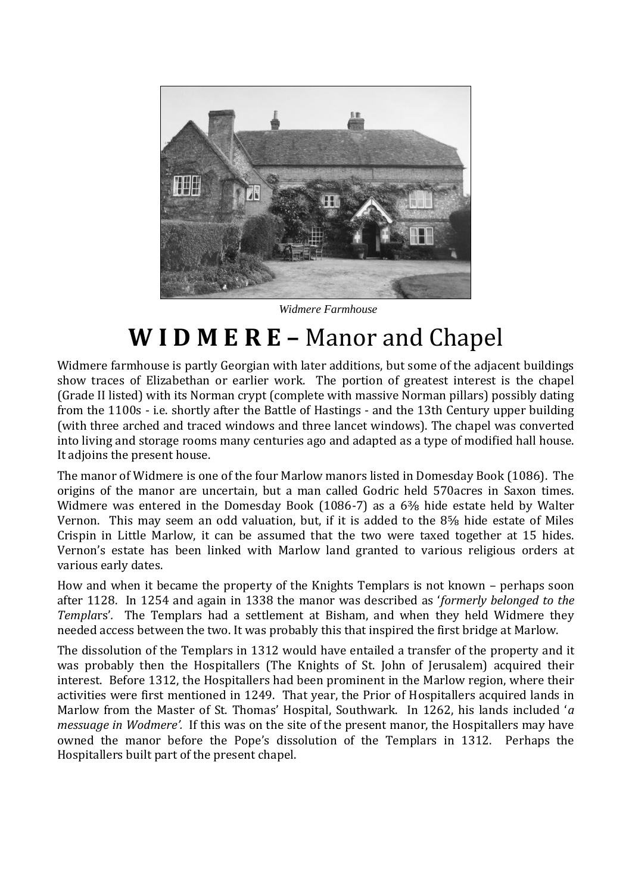*Widmere Farmhouse*

# **W I D M E R E –** Manor and Chapel

Widmere farmhouse is partly Georgian with later additions, but some of the adjacent buildings show traces of Elizabethan or earlier work. The portion of greatest interest is the chapel (Grade II listed) with its Norman crypt (complete with massive Norman pillars) possibly dating from the 1100s - i.e. shortly after the Battle of Hastings - and the 13th Century upper building (with three arched and traced windows and three lancet windows). The chapel was converted into living and storage rooms many centuries ago and adapted as a type of modified hall house. It adjoins the present house.

The manor of Widmere is one of the four Marlow manors listed in Domesday Book (1086). The origins of the manor are uncertain, but a man called Godric held 570acres in Saxon times. Widmere was entered in the Domesday Book (1086-7) as a 6⅜ hide estate held by Walter Vernon. This may seem an odd valuation, but, if it is added to the 8⅝ hide estate of Miles Crispin in Little Marlow, it can be assumed that the two were taxed together at 15 hides. Vernon's estate has been linked with Marlow land granted to various religious orders at various early dates.

How and when it became the property of the Knights Templars is not known – perhaps soon after 1128. In 1254 and again in 1338 the manor was described as '*formerly belonged to the Templars*'. The Templars had a settlement at Bisham, and when they held Widmere they needed access between the two. It was probably this that inspired the first bridge at Marlow.

The dissolution of the Templars in 1312 would have entailed a transfer of the property and it was probably then the Hospitallers (The Knights of St. John of Jerusalem) acquired their interest. Before 1312, the Hospitallers had been prominent in the Marlow region, where their activities were first mentioned in 1249. That year, the Prior of Hospitallers acquired lands in Marlow from the Master of St. Thomas' Hospital, Southwark. In 1262, his lands included '*a messuage in Wodmere'.* If this was on the site of the present manor, the Hospitallers may have owned the manor before the Pope's dissolution of the Templars in 1312. Perhaps the Hospitallers built part of the present chapel.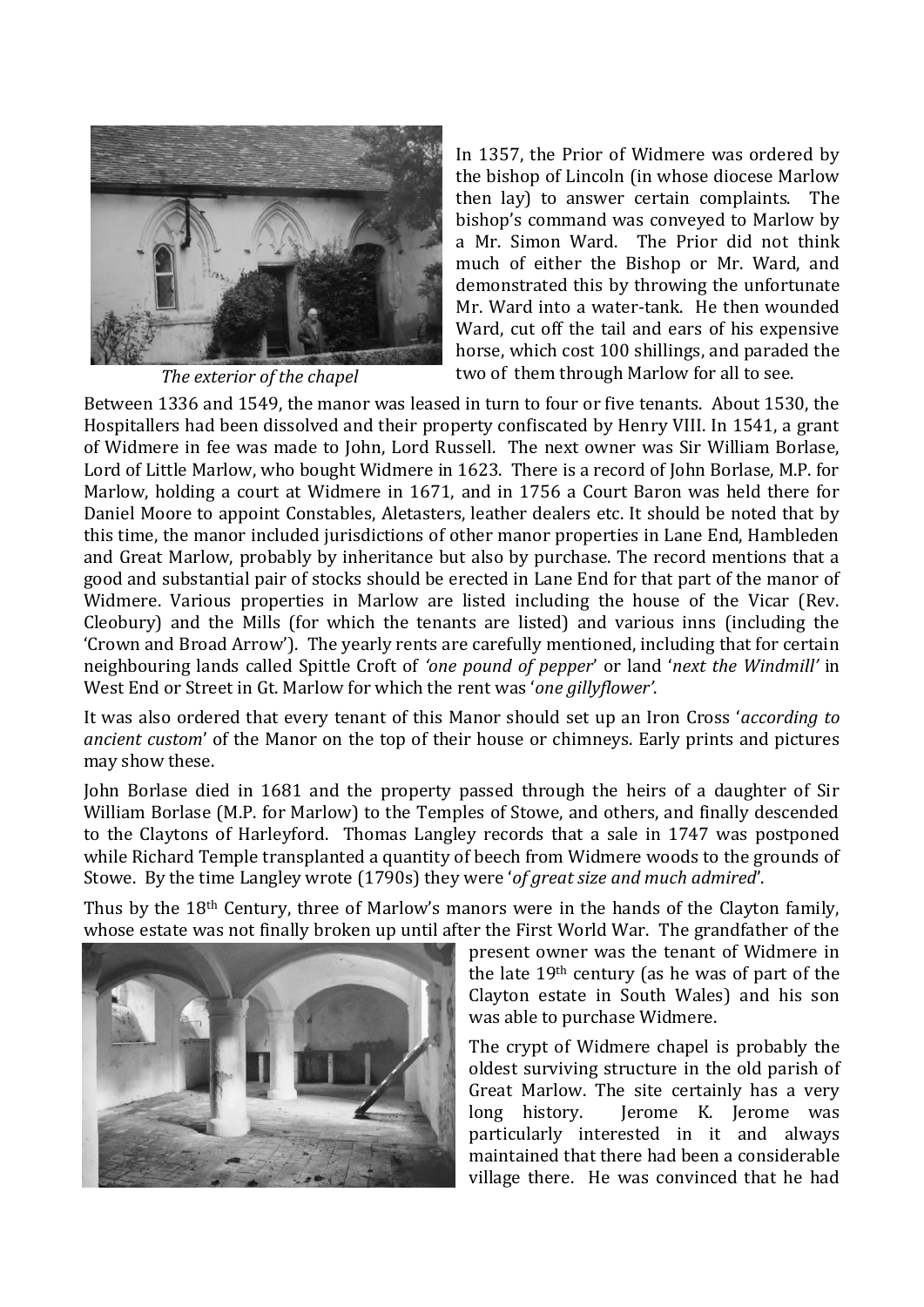*The exterior of the chapel*

In 1357, the Prior of Widmere was ordered by the bishop of Lincoln (in whose diocese Marlow then lay) to answer certain complaints. The bishop's command was conveyed to Marlow by a Mr. Simon Ward. The Prior did not think much of either the Bishop or Mr. Ward, and demonstrated this by throwing the unfortunate Mr. Ward into a water-tank. He then wounded Ward, cut off the tail and ears of his expensive horse, which cost 100 shillings, and paraded the two of them through Marlow for all to see.

Between 1336 and 1549, the manor was leased in turn to four or five tenants. About 1530, the Hospitallers had been dissolved and their property confiscated by Henry VIII. In 1541, a grant of Widmere in fee was made to John, Lord Russell. The next owner was Sir William Borlase, Lord of Little Marlow, who bought Widmere in 1623. There is a record of John Borlase, M.P. for Marlow, holding a court at Widmere in 1671, and in 1756 a Court Baron was held there for Daniel Moore to appoint Constables, Aletasters, leather dealers etc. It should be noted that by this time, the manor included jurisdictions of other manor properties in Lane End, Hambleden and Great Marlow, probably by inheritance but also by purchase. The record mentions that a good and substantial pair of stocks should be erected in Lane End for that part of the manor of Widmere. Various properties in Marlow are listed including the house of the Vicar (Rev. Cleobury) and the Mills (for which the tenants are listed) and various inns (including the 'Crown and Broad Arrow'). The yearly rents are carefully mentioned, including that for certain neighbouring lands called Spittle Croft of *'one pound of pepper'* or land '*next the Windmill'* in West End or Street in Gt. Marlow for which the rent was '*one gillyflower'*.

It was also ordered that every tenant of this Manor should set up an Iron Cross '*according to ancient custom*' of the Manor on the top of their house or chimneys. Early prints and pictures may show these.

John Borlase died in 1681 and the property passed through the heirs of a daughter of Sir William Borlase (M.P. for Marlow) to the Temples of Stowe, and others, and finally descended to the Claytons of Harleyford. Thomas Langley records that a sale in 1747 was postponed while Richard Temple transplanted a quantity of beech from Widmere woods to the grounds of Stowe. By the time Langley wrote (1790s) they were '*of great size and much admired*'.

Thus by the 18th Century, three of Marlow's manors were in the hands of the Clayton family, whose estate was not finally broken up until after the First World War. The grandfather of the present owner was the tenant of Widmere in the late 19th century (as he was of part of the Clayton estate in South Wales) and his son was able to purchase Widmere.

The crypt of Widmere chapel is probably the oldest surviving structure in the old parish of Great Marlow. The site certainly has a very long history. Jerome K. Jerome was particularly interested in it and always maintained that there had been a considerable village there. He was convinced that he had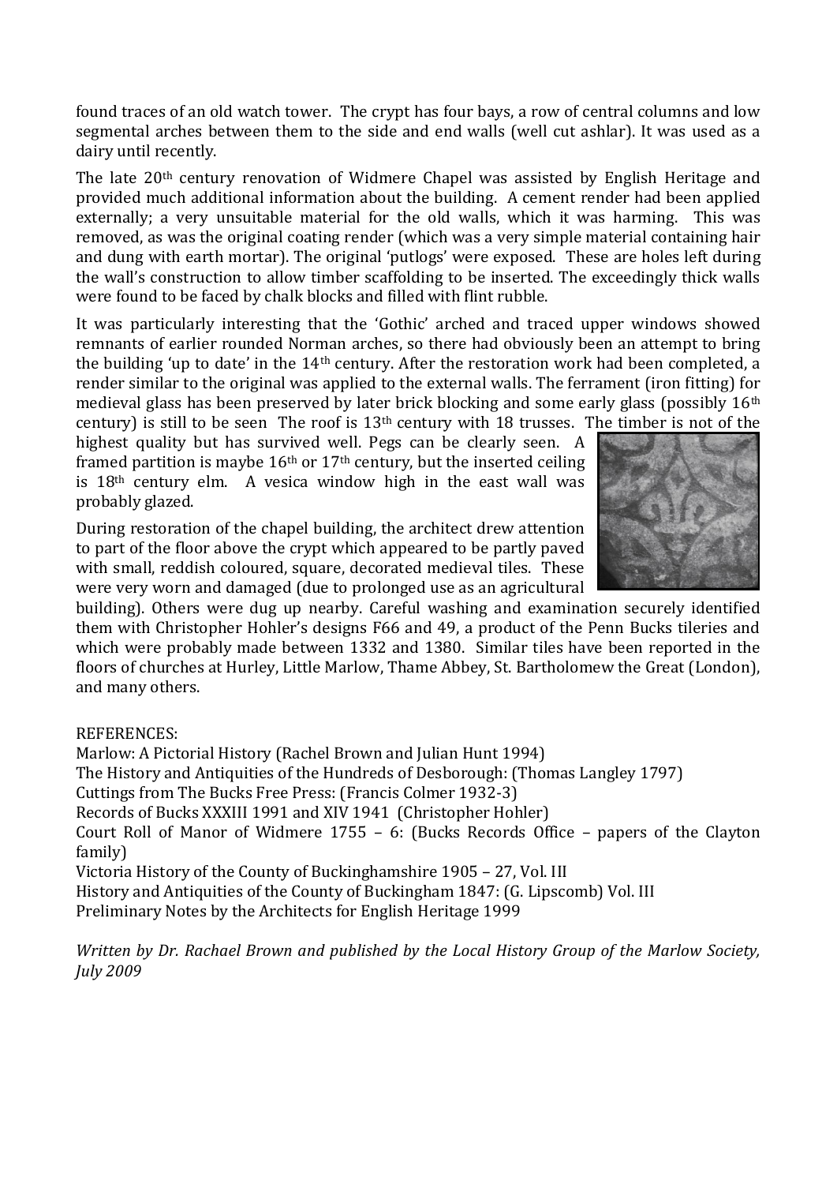found traces of an old watch tower. The crypt has four bays, a row of central columns and low segmental arches between them to the side and end walls (well cut ashlar). It was used as a dairy until recently.

The late 20th century renovation of Widmere Chapel was assisted by English Heritage and provided much additional information about the building. A cement render had been applied externally; a very unsuitable material for the old walls, which it was harming. This was removed, as was the original coating render (which was a very simple material containing hair and dung with earth mortar). The original 'putlogs' were exposed. These are holes left during the wall's construction to allow timber scaffolding to be inserted. The exceedingly thick walls were found to be faced by chalk blocks and filled with flint rubble.

It was particularly interesting that the 'Gothic' arched and traced upper windows showed remnants of earlier rounded Norman arches, so there had obviously been an attempt to bring the building 'up to date' in the 14th century. After the restoration work had been completed, a render similar to the original was applied to the external walls. The ferrament (iron fitting) for medieval glass has been preserved by later brick blocking and some early glass (possibly 16th century) is still to be seen The roof is 13th century with 18 trusses. The timber is not of the highest quality but has survived well. Pegs can be clearly seen. A framed partition is maybe 16th or 17th century, but the inserted ceiling is 18th century elm. A vesica window high in the east wall was probably glazed.

During restoration of the chapel building, the architect drew attention to part of the floor above the crypt which appeared to be partly paved with small, reddish coloured, square, decorated medieval tiles. These were very worn and damaged (due to prolonged use as an agricultural building). Others were dug up nearby. Careful washing and examination securely identified them with Christopher Hohler's designs F66 and 49, a product of the Penn Bucks tileries and which were probably made between 1332 and 1380. Similar tiles have been reported in the floors of churches at Hurley, Little Marlow, Thame Abbey, St. Bartholomew the Great (London), and many others.

REFERENCES:

Marlow: A Pictorial History (Rachel Brown and Julian Hunt 1994)
The History and Antiquities of the Hundreds of Desborough: (Thomas Langley 1797)
Cuttings from The Bucks Free Press: (Francis Colmer 1932-3)
Records of Bucks XXXIII 1991 and XIV 1941 (Christopher Hohler)
Court Roll of Manor of Widmere 1755 – 6: (Bucks Records Office – papers of the Clayton family)
Victoria History of the County of Buckinghamshire 1905 – 27, Vol. III
History and Antiquities of the County of Buckingham 1847: (G. Lipscomb) Vol. III
Preliminary Notes by the Architects for English Heritage 1999

*Written by Dr. Rachael Brown and published by the Local History Group of the Marlow Society, July 2009*